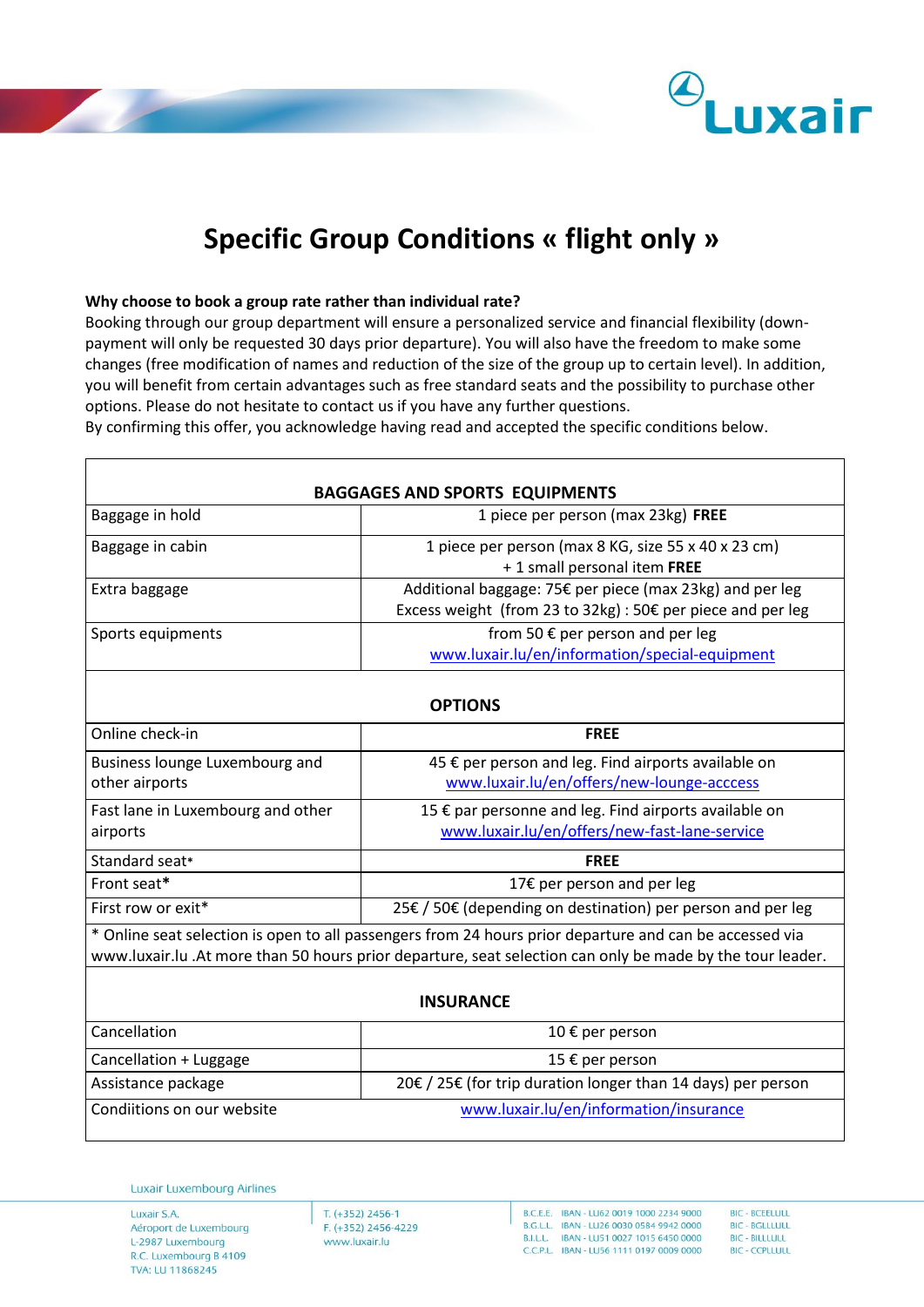# Specific Group Conditions « flight only »

**Why choose to book a group rate rather than individual rate?**
Booking through our group department will ensure a personalized service and financial flexibility (down-payment will only be requested 30 days prior departure). You will also have the freedom to make some changes (free modification of names and reduction of the size of the group up to certain level). In addition, you will benefit from certain advantages such as free standard seats and the possibility to purchase other options. Please do not hesitate to contact us if you have any further questions.
By confirming this offer, you acknowledge having read and accepted the specific conditions below.

| **BAGGAGES AND SPORTS EQUIPMENTS** | |
|---|---|
| Baggage in hold | 1 piece per person (max 23kg) **FREE** |
| Baggage in cabin | 1 piece per person (max 8 KG, size 55 x 40 x 23 cm) + 1 small personal item **FREE** |
| Extra baggage | Additional baggage: 75€ per piece (max 23kg) and per leg Excess weight (from 23 to 32kg) : 50€ per piece and per leg |
| Sports equipments | from 50 € per person and per leg www.luxair.lu/en/information/special-equipment |
| **OPTIONS** | |
| Online check-in | **FREE** |
| Business lounge Luxembourg and other airports | 45 € per person and leg. Find airports available on www.luxair.lu/en/offers/new-lounge-acccess |
| Fast lane in Luxembourg and other airports | 15 € par personne and leg. Find airports available on www.luxair.lu/en/offers/new-fast-lane-service |
| Standard seat* | **FREE** |
| Front seat* | 17€ per person and per leg |
| First row or exit* | 25€ / 50€ (depending on destination) per person and per leg |
| * Online seat selection is open to all passengers from 24 hours prior departure and can be accessed via www.luxair.lu .At more than 50 hours prior departure, seat selection can only be made by the tour leader. | |
| **INSURANCE** | |
| Cancellation | 10 € per person |
| Cancellation + Luggage | 15 € per person |
| Assistance package | 20€ / 25€ (for trip duration longer than 14 days) per person |
| Condiitions on our website | www.luxair.lu/en/information/insurance |

Luxair Luxembourg Airlines

Luxair S.A.
Aéroport de Luxembourg
L-2987 Luxembourg
R.C. Luxembourg B 4109
TVA: LU 11868245

T. (+352) 2456-1
F. (+352) 2456-4229
www.luxair.lu

| | | |
|---|---|---|
| B.C.E.E. | IBAN - LU62 0019 1000 2234 9000 | BIC - BCEELULL |
| B.G.L.L. | IBAN - LU26 0030 0584 9942 0000 | BIC - BGLLLULL |
| B.I.L.L. | IBAN - LU51 0027 1015 6450 0000 | BIC - BILLLULL |
| C.C.P.L. | IBAN - LU56 1111 0197 0009 0000 | BIC - CCPLLULL |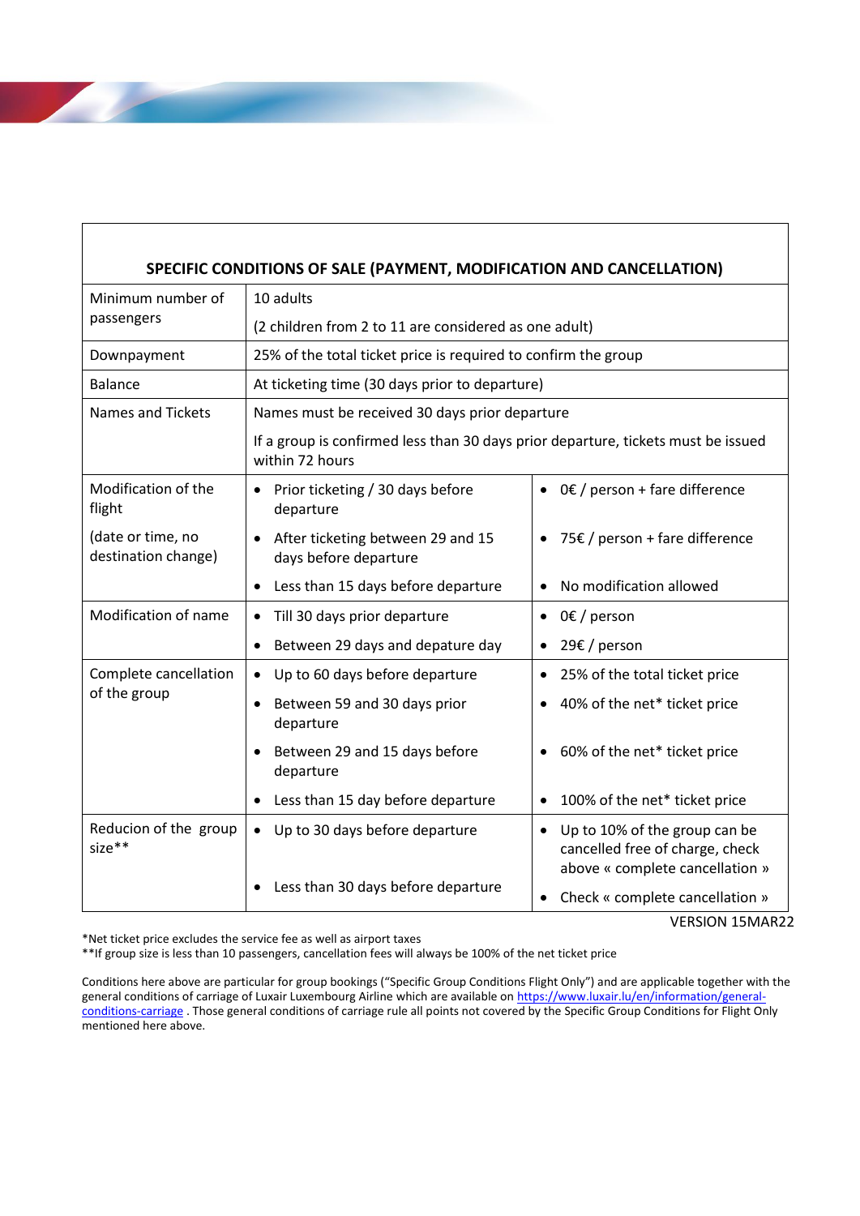| SPECIFIC CONDITIONS OF SALE (PAYMENT, MODIFICATION AND CANCELLATION) | | |
|---|---|---|
| Minimum number of passengers | 10 adults<br>(2 children from 2 to 11 are considered as one adult) | |
| Downpayment | 25% of the total ticket price is required to confirm the group | |
| Balance | At ticketing time (30 days prior to departure) | |
| Names and Tickets | Names must be received 30 days prior departure<br>If a group is confirmed less than 30 days prior departure, tickets must be issued within 72 hours | |
| Modification of the flight<br>(date or time, no destination change) | • Prior ticketing / 30 days before departure<br>• After ticketing between 29 and 15 days before departure<br>• Less than 15 days before departure | • 0€ / person + fare difference<br>• 75€ / person + fare difference<br>• No modification allowed |
| Modification of name | • Till 30 days prior departure<br>• Between 29 days and depature day | • 0€ / person<br>• 29€ / person |
| Complete cancellation of the group | • Up to 60 days before departure<br>• Between 59 and 30 days prior departure<br>• Between 29 and 15 days before departure<br>• Less than 15 day before departure | • 25% of the total ticket price<br>• 40% of the net* ticket price<br>• 60% of the net* ticket price<br>• 100% of the net* ticket price |
| Reducion of the group size** | • Up to 30 days before departure<br>• Less than 30 days before departure | • Up to 10% of the group can be cancelled free of charge, check above « complete cancellation »<br>• Check « complete cancellation » |

VERSION 15MAR22

*Net ticket price excludes the service fee as well as airport taxes
**If group size is less than 10 passengers, cancellation fees will always be 100% of the net ticket price

Conditions here above are particular for group bookings ("Specific Group Conditions Flight Only") and are applicable together with the general conditions of carriage of Luxair Luxembourg Airline which are available on [https://www.luxair.lu/en/information/general-conditions-carriage](https://www.luxair.lu/en/information/general-conditions-carriage) . Those general conditions of carriage rule all points not covered by the Specific Group Conditions for Flight Only mentioned here above.